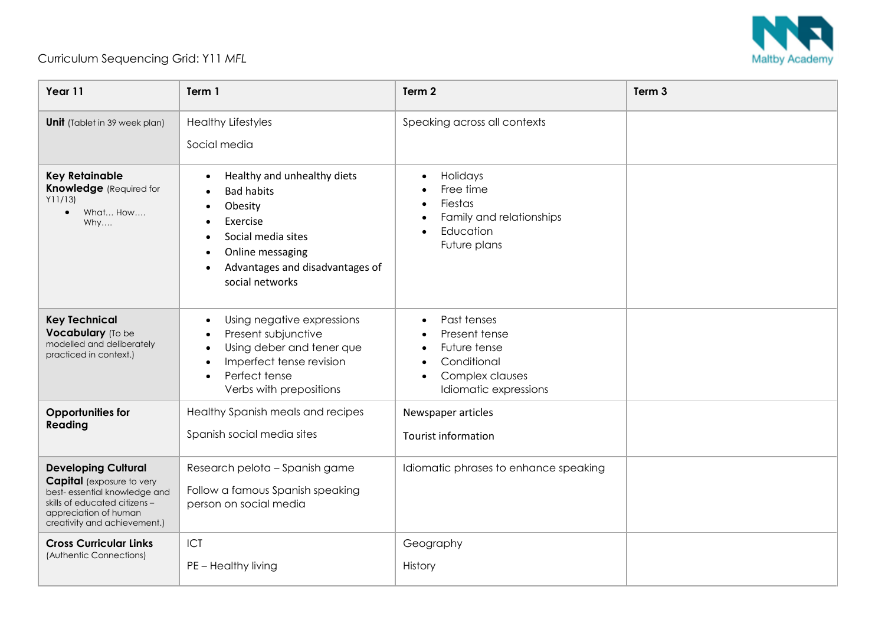# Curriculum Sequencing Grid: Y11 *MFL*

| Year 11 | Term 1 | Term 2 | Term 3 |
| --- | --- | --- | --- |
| **Unit** (Tablet in 39 week plan) | Healthy Lifestyles<br><br>Social media | Speaking across all contexts | |
| **Key Retainable Knowledge** (Required for Y11/13)<br>• What… How…. Why…. | • Healthy and unhealthy diets<br>• Bad habits<br>• Obesity<br>• Exercise<br>• Social media sites<br>• Online messaging<br>• Advantages and disadvantages of social networks | • Holidays<br>• Free time<br>• Fiestas<br>• Family and relationships<br>• Education<br>Future plans | |
| **Key Technical Vocabulary** (To be modelled and deliberately practiced in context.) | • Using negative expressions<br>• Present subjunctive<br>• Using deber and tener que<br>• Imperfect tense revision<br>• Perfect tense<br>Verbs with prepositions | • Past tenses<br>• Present tense<br>• Future tense<br>• Conditional<br>• Complex clauses<br>Idiomatic expressions | |
| **Opportunities for Reading** | Healthy Spanish meals and recipes<br><br>Spanish social media sites | Newspaper articles<br><br>Tourist information | |
| **Developing Cultural Capital** (exposure to very best- essential knowledge and skills of educated citizens – appreciation of human creativity and achievement.) | Research pelota – Spanish game<br><br>Follow a famous Spanish speaking person on social media | Idiomatic phrases to enhance speaking | |
| **Cross Curricular Links** (Authentic Connections) | ICT<br><br>PE – Healthy living | Geography<br><br>History | |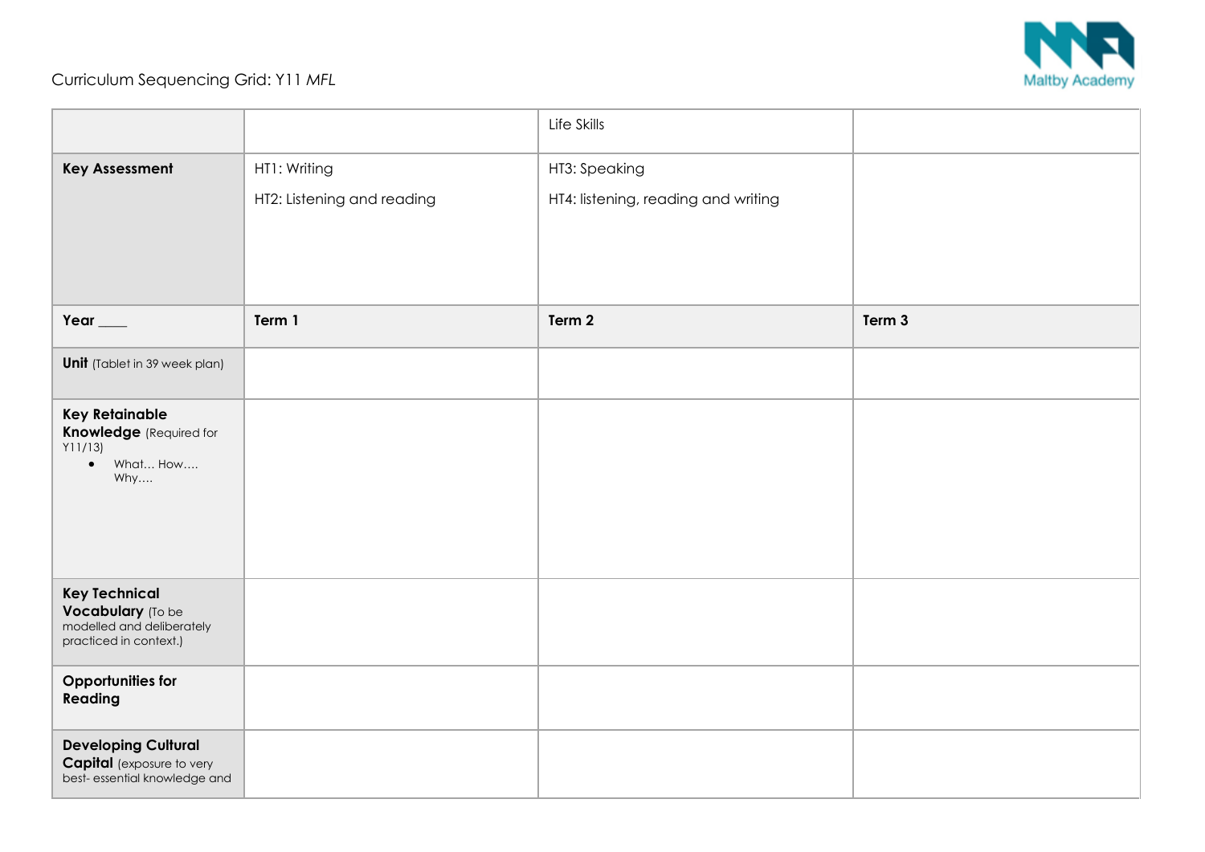Curriculum Sequencing Grid: Y11 *MFL*

| | | Life Skills | |
|---|---|---|---|
| **Key Assessment** | HT1: Writing<br>HT2: Listening and reading | HT3: Speaking<br>HT4: listening, reading and writing | |
| **Year ____** | **Term 1** | **Term 2** | **Term 3** |
| **Unit** (Tablet in 39 week plan) | | | |
| **Key Retainable Knowledge** (Required for Y11/13)<br>• What… How…. Why…. | | | |
| **Key Technical Vocabulary** (To be modelled and deliberately practiced in context.) | | | |
| **Opportunities for Reading** | | | |
| **Developing Cultural Capital** (exposure to very best- essential knowledge and | | | |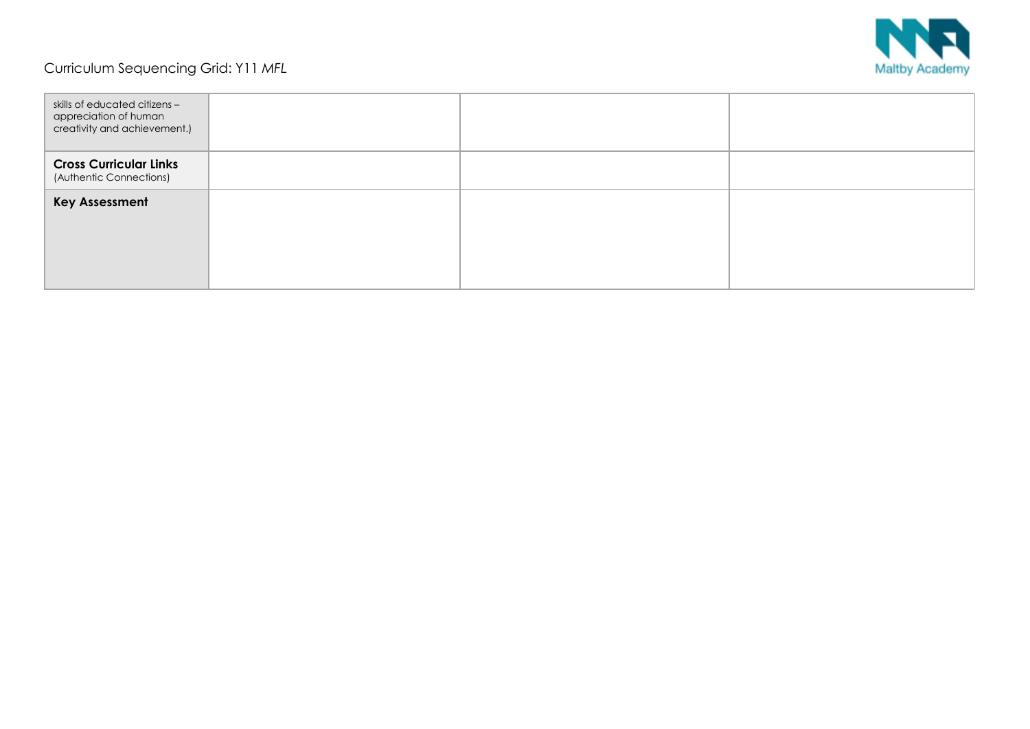| | | | |
|---|---|---|---|
| skills of educated citizens – appreciation of human creativity and achievement.) | | | |
| **Cross Curricular Links** (Authentic Connections) | | | |
| **Key Assessment** | | | |